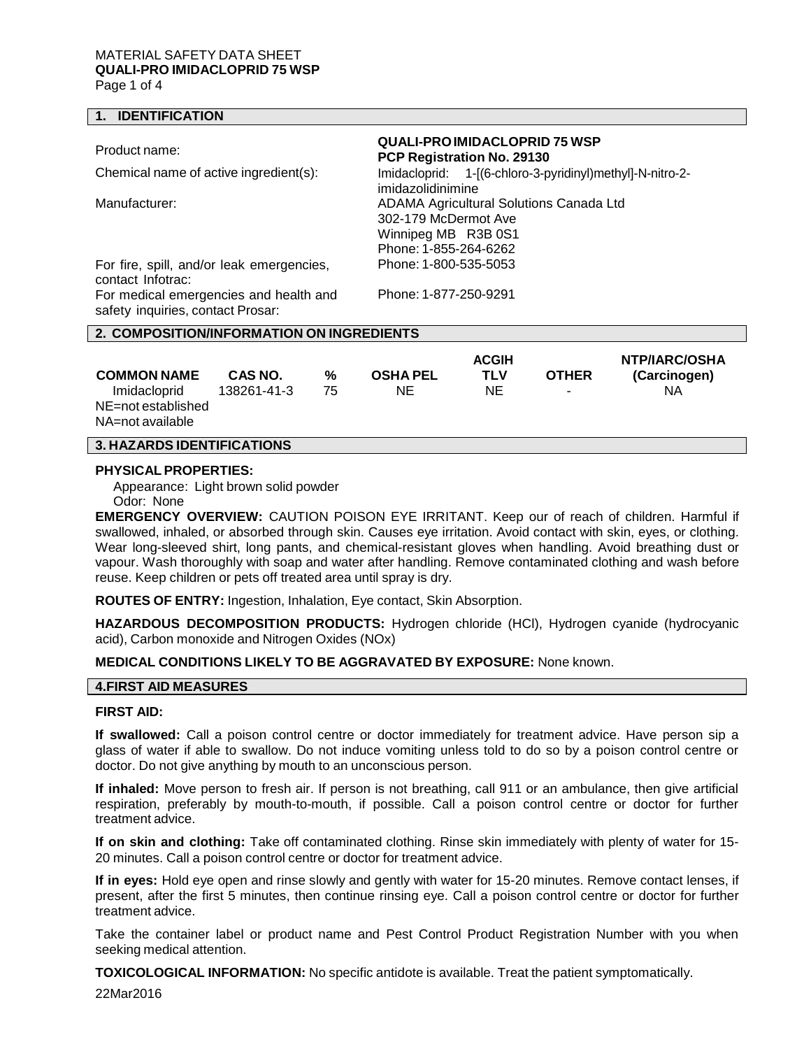MATERIAL SAFETY DATA SHEET

**QUALI-PRO IMIDACLOPRID 75 WSP**

## 1. IDENTIFICATION

| | |
|---|---|
| Product name: | **QUALI-PRO IMIDACLOPRID 75 WSP**<br>**PCP Registration No. 29130** |
| Chemical name of active ingredient(s): | Imidacloprid: 1-[(6-chloro-3-pyridinyl)methyl]-N-nitro-2-imidazolidinimine |
| Manufacturer: | ADAMA Agricultural Solutions Canada Ltd<br>302-179 McDermot Ave<br>Winnipeg MB R3B 0S1<br>Phone: 1-855-264-6262 |
| For fire, spill, and/or leak emergencies, contact Infotrac: | Phone: 1-800-535-5053 |
| For medical emergencies and health and safety inquiries, contact Prosar: | Phone: 1-877-250-9291 |

## 2. COMPOSITION/INFORMATION ON INGREDIENTS

| COMMON NAME | CAS NO. | % | OSHA PEL | ACGIH TLV | OTHER | NTP/IARC/OSHA (Carcinogen) |
|---|---|---|---|---|---|---|
| Imidacloprid | 138261-41-3 | 75 | NE | NE | - | NA |

NE=not established
NA=not available

## 3. HAZARDS IDENTIFICATIONS

**PHYSICAL PROPERTIES:**

Appearance: Light brown solid powder
Odor: None

**EMERGENCY OVERVIEW:** CAUTION POISON EYE IRRITANT. Keep our of reach of children. Harmful if swallowed, inhaled, or absorbed through skin. Causes eye irritation. Avoid contact with skin, eyes, or clothing. Wear long-sleeved shirt, long pants, and chemical-resistant gloves when handling. Avoid breathing dust or vapour. Wash thoroughly with soap and water after handling. Remove contaminated clothing and wash before reuse. Keep children or pets off treated area until spray is dry.

**ROUTES OF ENTRY:** Ingestion, Inhalation, Eye contact, Skin Absorption.

**HAZARDOUS DECOMPOSITION PRODUCTS:** Hydrogen chloride (HCl), Hydrogen cyanide (hydrocyanic acid), Carbon monoxide and Nitrogen Oxides (NOx)

**MEDICAL CONDITIONS LIKELY TO BE AGGRAVATED BY EXPOSURE:** None known.

## 4. FIRST AID MEASURES

**FIRST AID:**

**If swallowed:** Call a poison control centre or doctor immediately for treatment advice. Have person sip a glass of water if able to swallow. Do not induce vomiting unless told to do so by a poison control centre or doctor. Do not give anything by mouth to an unconscious person.

**If inhaled:** Move person to fresh air. If person is not breathing, call 911 or an ambulance, then give artificial respiration, preferably by mouth-to-mouth, if possible. Call a poison control centre or doctor for further treatment advice.

**If on skin and clothing:** Take off contaminated clothing. Rinse skin immediately with plenty of water for 15-20 minutes. Call a poison control centre or doctor for treatment advice.

**If in eyes:** Hold eye open and rinse slowly and gently with water for 15-20 minutes. Remove contact lenses, if present, after the first 5 minutes, then continue rinsing eye. Call a poison control centre or doctor for further treatment advice.

Take the container label or product name and Pest Control Product Registration Number with you when seeking medical attention.

**TOXICOLOGICAL INFORMATION:** No specific antidote is available. Treat the patient symptomatically.

22Mar2016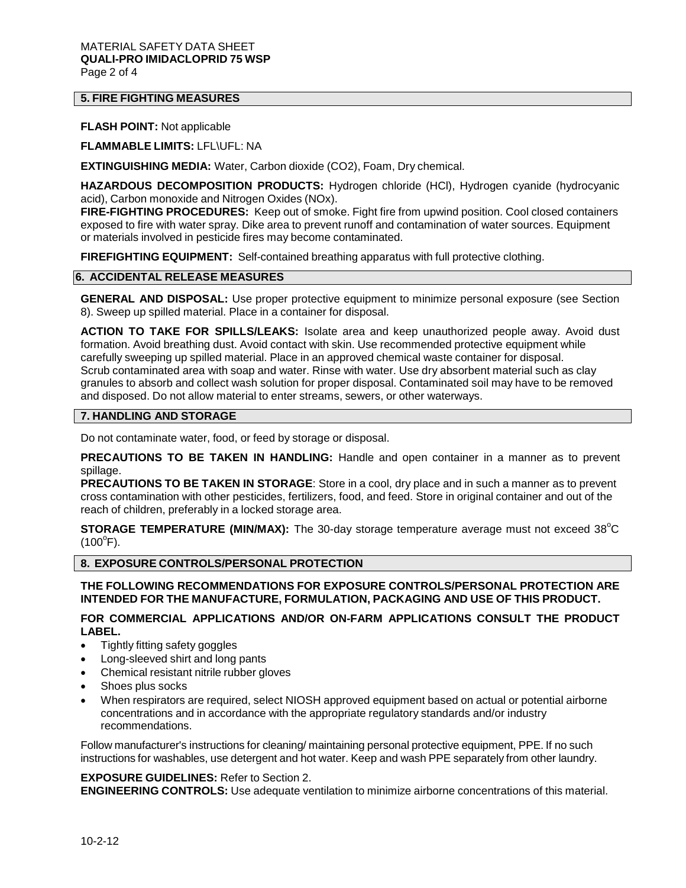## 5. FIRE FIGHTING MEASURES

**FLASH POINT:** Not applicable

**FLAMMABLE LIMITS:** LFL\UFL: NA

**EXTINGUISHING MEDIA:** Water, Carbon dioxide ($CO_2$), Foam, Dry chemical.

**HAZARDOUS DECOMPOSITION PRODUCTS:** Hydrogen chloride (HCl), Hydrogen cyanide (hydrocyanic acid), Carbon monoxide and Nitrogen Oxides ($NO_x$).

**FIRE-FIGHTING PROCEDURES:** Keep out of smoke. Fight fire from upwind position. Cool closed containers exposed to fire with water spray. Dike area to prevent runoff and contamination of water sources. Equipment or materials involved in pesticide fires may become contaminated.

**FIREFIGHTING EQUIPMENT:** Self-contained breathing apparatus with full protective clothing.

## 6. ACCIDENTAL RELEASE MEASURES

**GENERAL AND DISPOSAL:** Use proper protective equipment to minimize personal exposure (see Section 8). Sweep up spilled material. Place in a container for disposal.

**ACTION TO TAKE FOR SPILLS/LEAKS:** Isolate area and keep unauthorized people away. Avoid dust formation. Avoid breathing dust. Avoid contact with skin. Use recommended protective equipment while carefully sweeping up spilled material. Place in an approved chemical waste container for disposal. Scrub contaminated area with soap and water. Rinse with water. Use dry absorbent material such as clay granules to absorb and collect wash solution for proper disposal. Contaminated soil may have to be removed and disposed. Do not allow material to enter streams, sewers, or other waterways.

## 7. HANDLING AND STORAGE

Do not contaminate water, food, or feed by storage or disposal.

**PRECAUTIONS TO BE TAKEN IN HANDLING:** Handle and open container in a manner as to prevent spillage.

**PRECAUTIONS TO BE TAKEN IN STORAGE**: Store in a cool, dry place and in such a manner as to prevent cross contamination with other pesticides, fertilizers, food, and feed. Store in original container and out of the reach of children, preferably in a locked storage area.

**STORAGE TEMPERATURE (MIN/MAX):** The 30-day storage temperature average must not exceed 38°C (100°F).

## 8. EXPOSURE CONTROLS/PERSONAL PROTECTION

**THE FOLLOWING RECOMMENDATIONS FOR EXPOSURE CONTROLS/PERSONAL PROTECTION ARE INTENDED FOR THE MANUFACTURE, FORMULATION, PACKAGING AND USE OF THIS PRODUCT.**

**FOR COMMERCIAL APPLICATIONS AND/OR ON-FARM APPLICATIONS CONSULT THE PRODUCT LABEL.**

- Tightly fitting safety goggles
- Long-sleeved shirt and long pants
- Chemical resistant nitrile rubber gloves
- Shoes plus socks
- When respirators are required, select NIOSH approved equipment based on actual or potential airborne concentrations and in accordance with the appropriate regulatory standards and/or industry recommendations.

Follow manufacturer's instructions for cleaning/ maintaining personal protective equipment, PPE. If no such instructions for washables, use detergent and hot water. Keep and wash PPE separately from other laundry.

**EXPOSURE GUIDELINES:** Refer to Section 2.

**ENGINEERING CONTROLS:** Use adequate ventilation to minimize airborne concentrations of this material.

10-2-12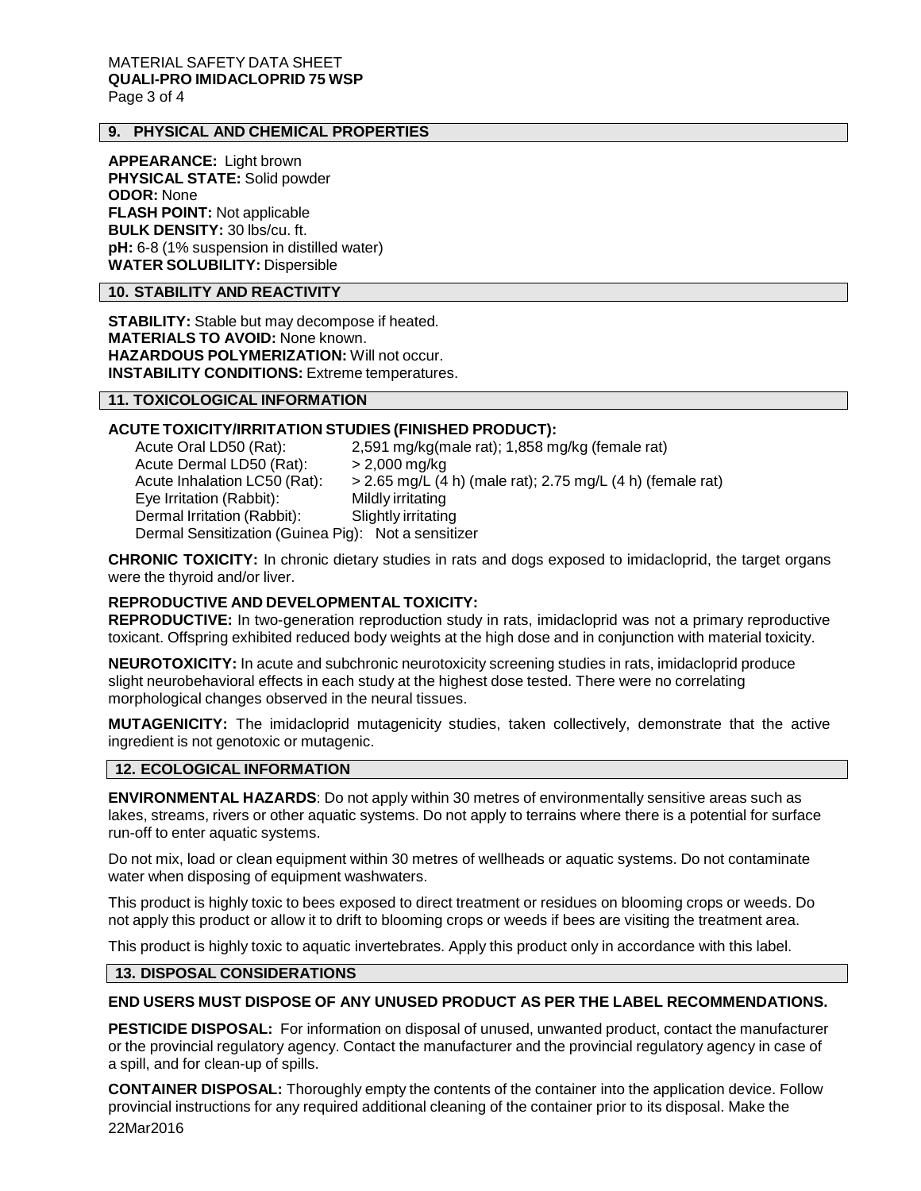## 9. PHYSICAL AND CHEMICAL PROPERTIES

**APPEARANCE:** Light brown
**PHYSICAL STATE:** Solid powder
**ODOR:** None
**FLASH POINT:** Not applicable
**BULK DENSITY:** 30 lbs/cu. ft.
**pH:** 6-8 (1% suspension in distilled water)
**WATER SOLUBILITY:** Dispersible

## 10. STABILITY AND REACTIVITY

**STABILITY:** Stable but may decompose if heated.
**MATERIALS TO AVOID:** None known.
**HAZARDOUS POLYMERIZATION:** Will not occur.
**INSTABILITY CONDITIONS:** Extreme temperatures.

## 11. TOXICOLOGICAL INFORMATION

**ACUTE TOXICITY/IRRITATION STUDIES (FINISHED PRODUCT):**

| | |
|---|---|
| Acute Oral LD50 (Rat): | 2,591 mg/kg(male rat); 1,858 mg/kg (female rat) |
| Acute Dermal LD50 (Rat): | > 2,000 mg/kg |
| Acute Inhalation LC50 (Rat): | > 2.65 mg/L (4 h) (male rat); 2.75 mg/L (4 h) (female rat) |
| Eye Irritation (Rabbit): | Mildly irritating |
| Dermal Irritation (Rabbit): | Slightly irritating |
| Dermal Sensitization (Guinea Pig): | Not a sensitizer |

**CHRONIC TOXICITY:** In chronic dietary studies in rats and dogs exposed to imidacloprid, the target organs were the thyroid and/or liver.

**REPRODUCTIVE AND DEVELOPMENTAL TOXICITY:**
**REPRODUCTIVE:** In two-generation reproduction study in rats, imidacloprid was not a primary reproductive toxicant. Offspring exhibited reduced body weights at the high dose and in conjunction with material toxicity.

**NEUROTOXICITY:** In acute and subchronic neurotoxicity screening studies in rats, imidacloprid produce slight neurobehavioral effects in each study at the highest dose tested. There were no correlating morphological changes observed in the neural tissues.

**MUTAGENICITY:** The imidacloprid mutagenicity studies, taken collectively, demonstrate that the active ingredient is not genotoxic or mutagenic.

## 12. ECOLOGICAL INFORMATION

**ENVIRONMENTAL HAZARDS**: Do not apply within 30 metres of environmentally sensitive areas such as lakes, streams, rivers or other aquatic systems. Do not apply to terrains where there is a potential for surface run-off to enter aquatic systems.

Do not mix, load or clean equipment within 30 metres of wellheads or aquatic systems. Do not contaminate water when disposing of equipment washwaters.

This product is highly toxic to bees exposed to direct treatment or residues on blooming crops or weeds. Do not apply this product or allow it to drift to blooming crops or weeds if bees are visiting the treatment area.

This product is highly toxic to aquatic invertebrates. Apply this product only in accordance with this label.

## 13. DISPOSAL CONSIDERATIONS

**END USERS MUST DISPOSE OF ANY UNUSED PRODUCT AS PER THE LABEL RECOMMENDATIONS.**

**PESTICIDE DISPOSAL:** For information on disposal of unused, unwanted product, contact the manufacturer or the provincial regulatory agency. Contact the manufacturer and the provincial regulatory agency in case of a spill, and for clean-up of spills.

**CONTAINER DISPOSAL:** Thoroughly empty the contents of the container into the application device. Follow provincial instructions for any required additional cleaning of the container prior to its disposal. Make the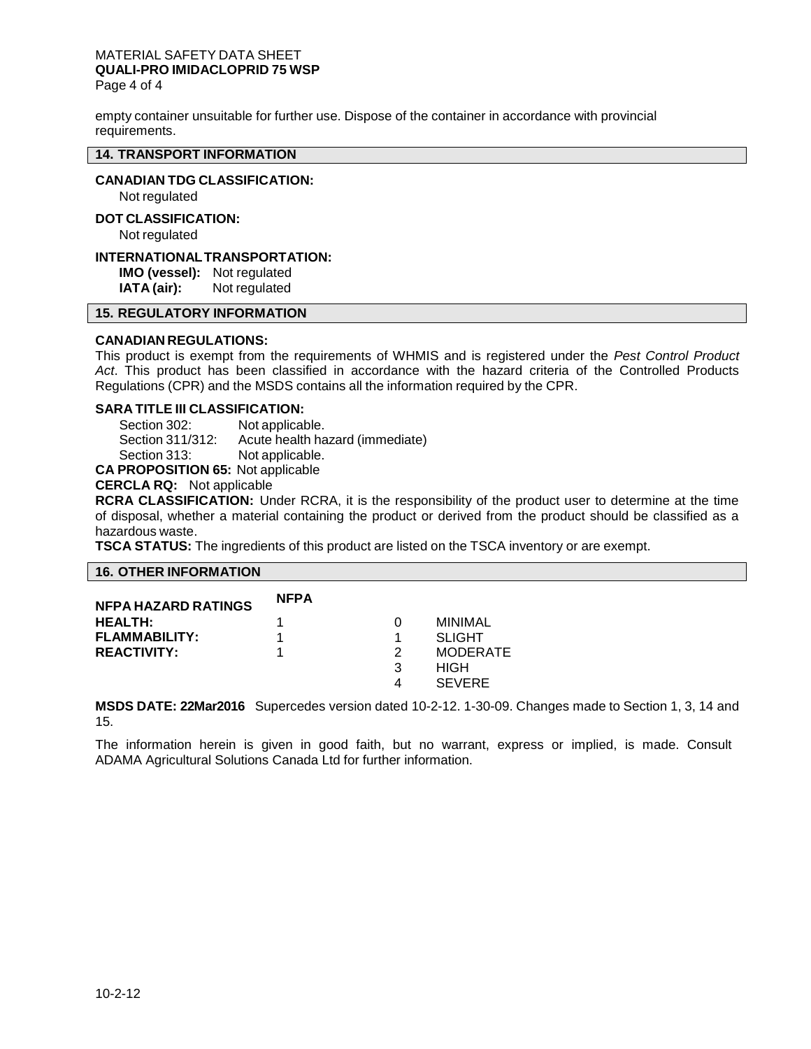empty container unsuitable for further use. Dispose of the container in accordance with provincial requirements.

## 14. TRANSPORT INFORMATION

**CANADIAN TDG CLASSIFICATION:**
Not regulated

**DOT CLASSIFICATION:**
Not regulated

**INTERNATIONAL TRANSPORTATION:**
**IMO (vessel):** Not regulated
**IATA (air):** Not regulated

## 15. REGULATORY INFORMATION

**CANADIAN REGULATIONS:**
This product is exempt from the requirements of WHMIS and is registered under the *Pest Control Product Act*. This product has been classified in accordance with the hazard criteria of the Controlled Products Regulations (CPR) and the MSDS contains all the information required by the CPR.

**SARA TITLE III CLASSIFICATION:**
Section 302: Not applicable.
Section 311/312: Acute health hazard (immediate)
Section 313: Not applicable.

**CA PROPOSITION 65:** Not applicable

**CERCLA RQ:** Not applicable

**RCRA CLASSIFICATION:** Under RCRA, it is the responsibility of the product user to determine at the time of disposal, whether a material containing the product or derived from the product should be classified as a hazardous waste.

**TSCA STATUS:** The ingredients of this product are listed on the TSCA inventory or are exempt.

## 16. OTHER INFORMATION

| NFPA HAZARD RATINGS | NFPA | | |
|---|---|---|---|
| **HEALTH:** | 1 | 0 | MINIMAL |
| **FLAMMABILITY:** | 1 | 1 | SLIGHT |
| **REACTIVITY:** | 1 | 2 | MODERATE |
| | | 3 | HIGH |
| | | 4 | SEVERE |

**MSDS DATE: 22Mar2016** Supercedes version dated 10-2-12. 1-30-09. Changes made to Section 1, 3, 14 and 15.

The information herein is given in good faith, but no warrant, express or implied, is made. Consult ADAMA Agricultural Solutions Canada Ltd for further information.